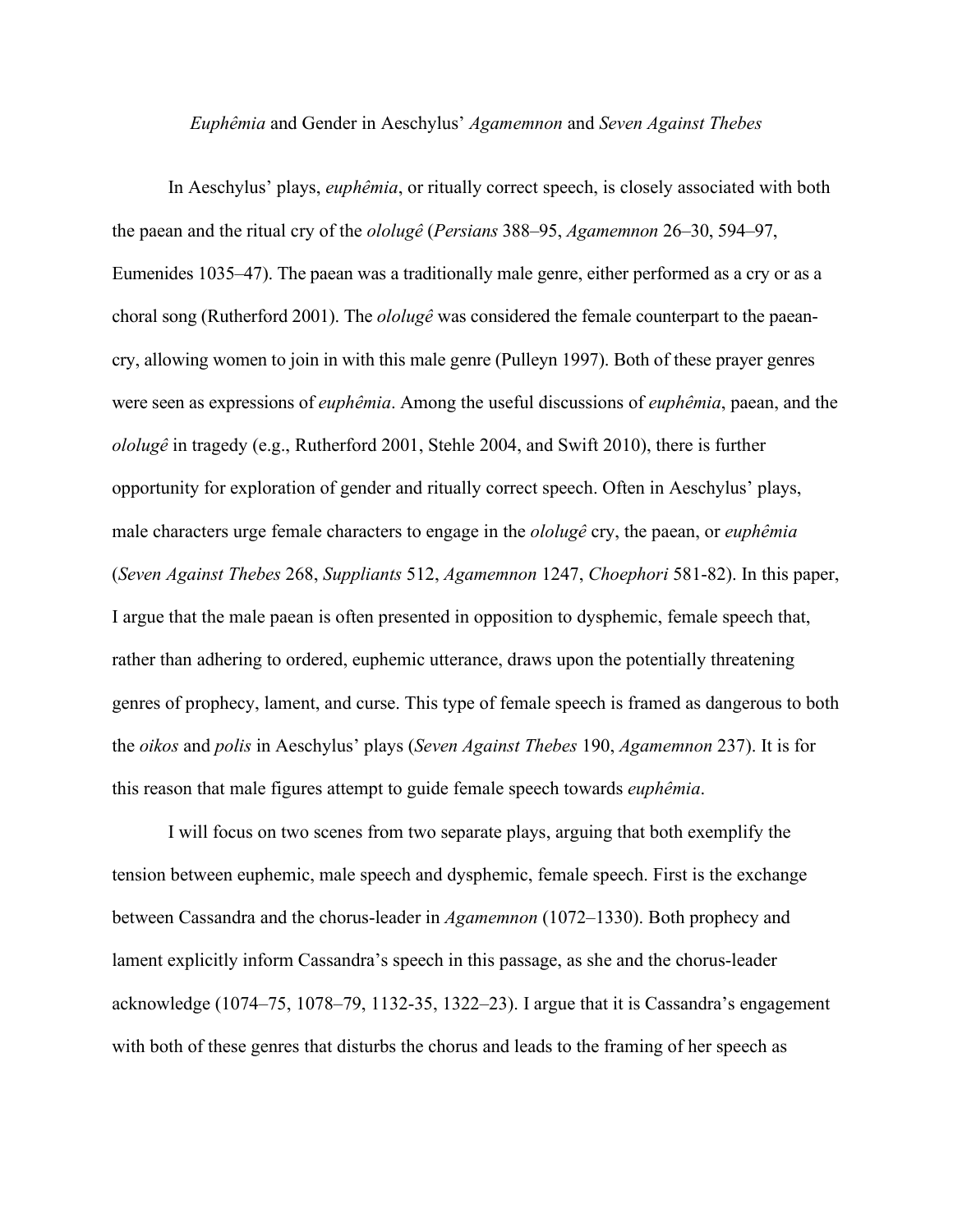# *Euphêmia* and Gender in Aeschylus' *Agamemnon* and *Seven Against Thebes*

In Aeschylus' plays, *euphêmia*, or ritually correct speech, is closely associated with both the paean and the ritual cry of the *ololugê* (*Persians* 388–95, *Agamemnon* 26–30, 594–97, Eumenides 1035–47). The paean was a traditionally male genre, either performed as a cry or as a choral song (Rutherford 2001). The *ololugê* was considered the female counterpart to the paean-cry, allowing women to join in with this male genre (Pulleyn 1997). Both of these prayer genres were seen as expressions of *euphêmia*. Among the useful discussions of *euphêmia*, paean, and the *ololugê* in tragedy (e.g., Rutherford 2001, Stehle 2004, and Swift 2010), there is further opportunity for exploration of gender and ritually correct speech. Often in Aeschylus' plays, male characters urge female characters to engage in the *ololugê* cry, the paean, or *euphêmia* (*Seven Against Thebes* 268, *Suppliants* 512, *Agamemnon* 1247, *Choephori* 581-82). In this paper, I argue that the male paean is often presented in opposition to dysphemic, female speech that, rather than adhering to ordered, euphemic utterance, draws upon the potentially threatening genres of prophecy, lament, and curse. This type of female speech is framed as dangerous to both the *oikos* and *polis* in Aeschylus' plays (*Seven Against Thebes* 190, *Agamemnon* 237). It is for this reason that male figures attempt to guide female speech towards *euphêmia*.

I will focus on two scenes from two separate plays, arguing that both exemplify the tension between euphemic, male speech and dysphemic, female speech. First is the exchange between Cassandra and the chorus-leader in *Agamemnon* (1072–1330). Both prophecy and lament explicitly inform Cassandra's speech in this passage, as she and the chorus-leader acknowledge (1074–75, 1078–79, 1132-35, 1322–23). I argue that it is Cassandra's engagement with both of these genres that disturbs the chorus and leads to the framing of her speech as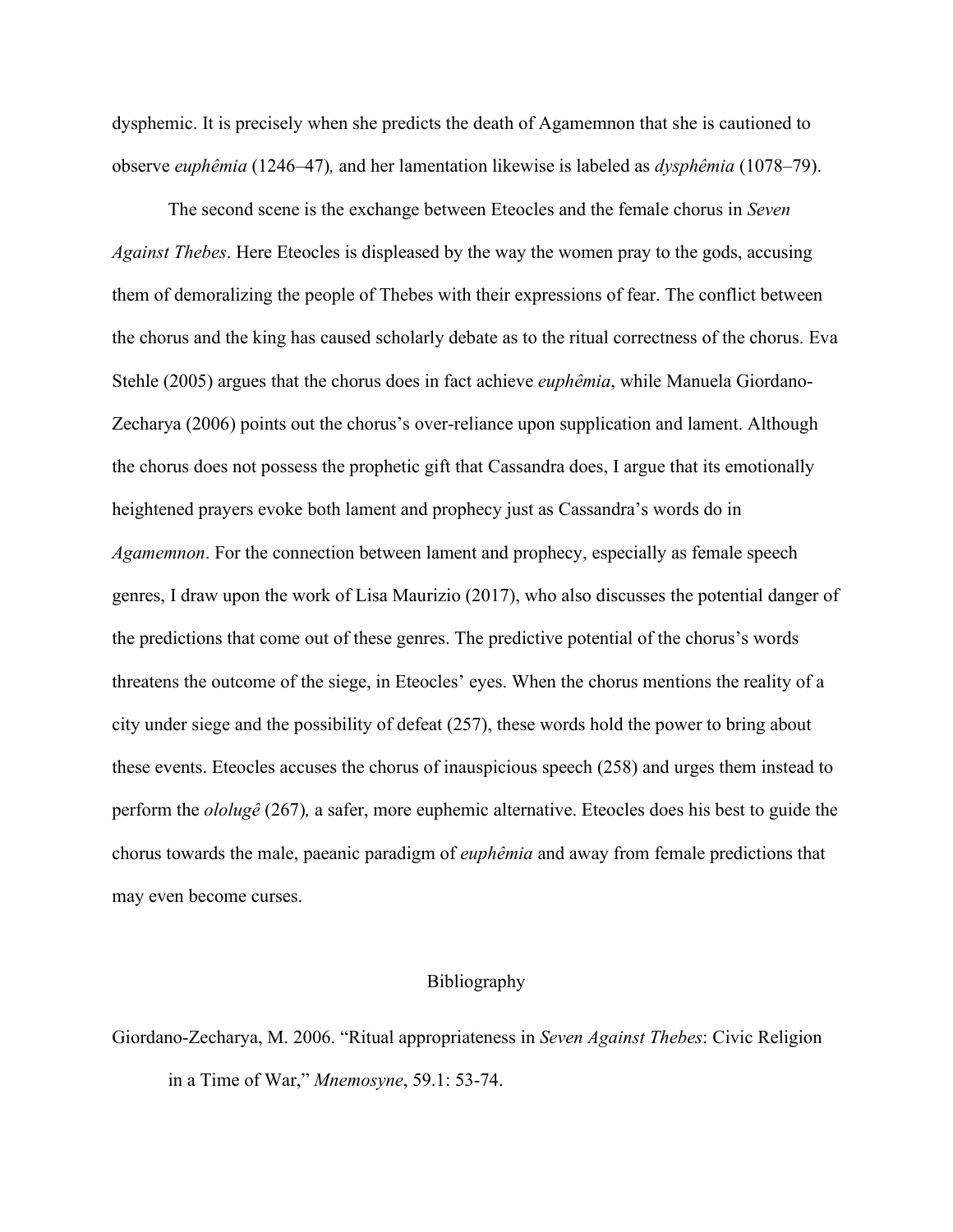dysphemic. It is precisely when she predicts the death of Agamemnon that she is cautioned to observe *euphêmia* (1246–47)*,* and her lamentation likewise is labeled as *dysphêmia* (1078–79).

The second scene is the exchange between Eteocles and the female chorus in *Seven Against Thebes*. Here Eteocles is displeased by the way the women pray to the gods, accusing them of demoralizing the people of Thebes with their expressions of fear. The conflict between the chorus and the king has caused scholarly debate as to the ritual correctness of the chorus. Eva Stehle (2005) argues that the chorus does in fact achieve *euphêmia*, while Manuela Giordano-Zecharya (2006) points out the chorus's over-reliance upon supplication and lament. Although the chorus does not possess the prophetic gift that Cassandra does, I argue that its emotionally heightened prayers evoke both lament and prophecy just as Cassandra's words do in *Agamemnon*. For the connection between lament and prophecy, especially as female speech genres, I draw upon the work of Lisa Maurizio (2017), who also discusses the potential danger of the predictions that come out of these genres. The predictive potential of the chorus's words threatens the outcome of the siege, in Eteocles' eyes. When the chorus mentions the reality of a city under siege and the possibility of defeat (257), these words hold the power to bring about these events. Eteocles accuses the chorus of inauspicious speech (258) and urges them instead to perform the *ololugê* (267)*,* a safer, more euphemic alternative. Eteocles does his best to guide the chorus towards the male, paeanic paradigm of *euphêmia* and away from female predictions that may even become curses.

## Bibliography

Giordano-Zecharya, M. 2006. "Ritual appropriateness in *Seven Against Thebes*: Civic Religion in a Time of War," *Mnemosyne*, 59.1: 53-74.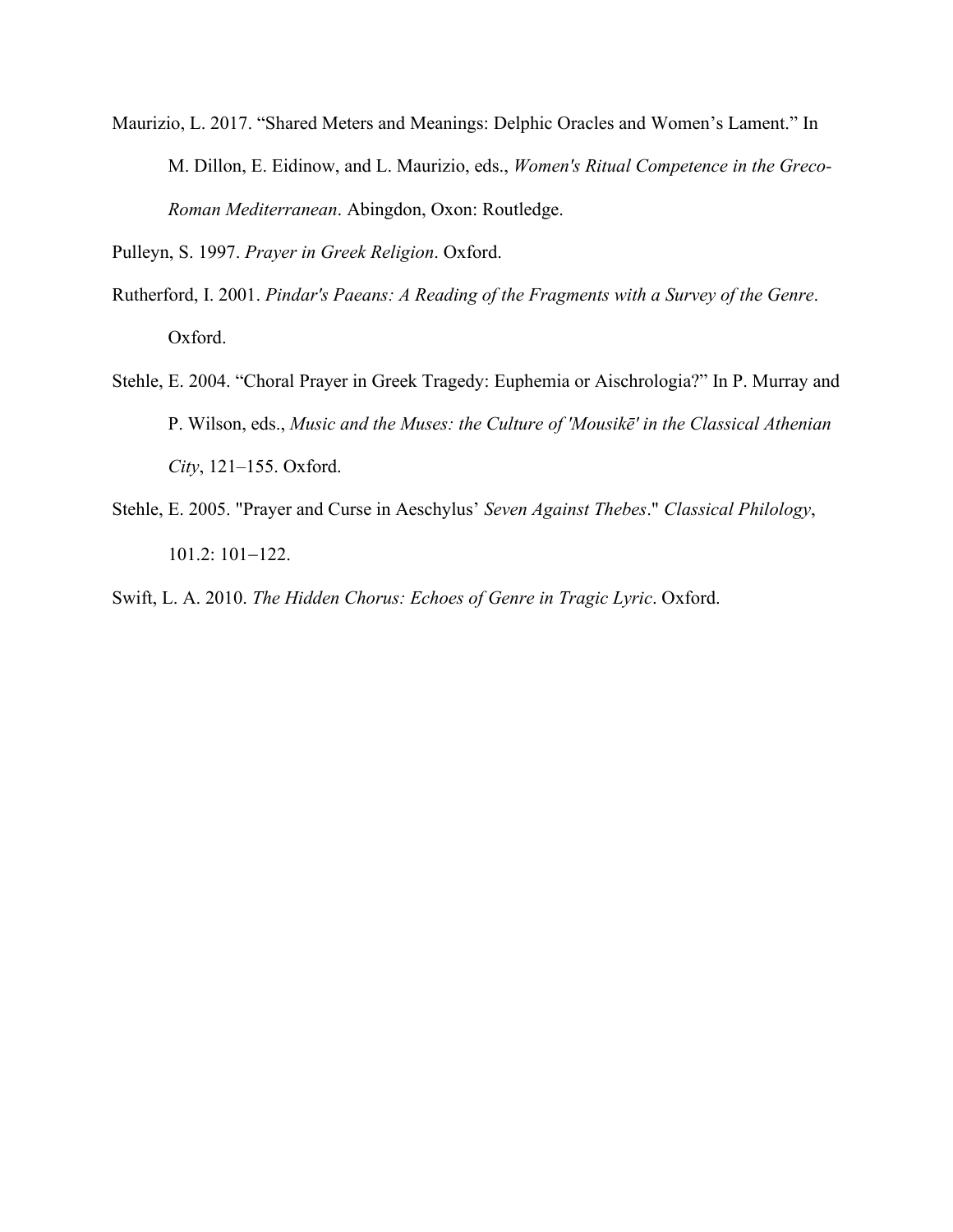Maurizio, L. 2017. “Shared Meters and Meanings: Delphic Oracles and Women’s Lament.” In M. Dillon, E. Eidinow, and L. Maurizio, eds., *Women's Ritual Competence in the Greco-Roman Mediterranean*. Abingdon, Oxon: Routledge.

Pulleyn, S. 1997. *Prayer in Greek Religion*. Oxford.

Rutherford, I. 2001. *Pindar's Paeans: A Reading of the Fragments with a Survey of the Genre*. Oxford.

Stehle, E. 2004. “Choral Prayer in Greek Tragedy: Euphemia or Aischrologia?” In P. Murray and P. Wilson, eds., *Music and the Muses: the Culture of 'Mousikē' in the Classical Athenian City*, 121–155. Oxford.

Stehle, E. 2005. "Prayer and Curse in Aeschylus’ *Seven Against Thebes*." *Classical Philology*, 101.2: 101−122.

Swift, L. A. 2010. *The Hidden Chorus: Echoes of Genre in Tragic Lyric*. Oxford.